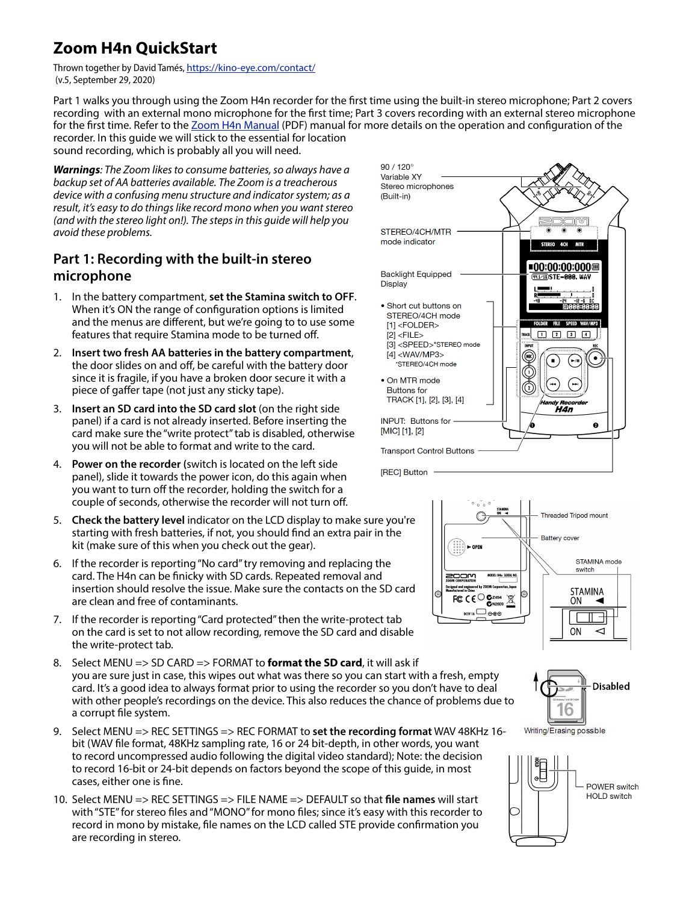# Zoom H4n QuickStart

Thrown together by David Tamés, https://kino-eye.com/contact/
(v.5, September 29, 2020)

Part 1 walks you through using the Zoom H4n recorder for the first time using the built-in stereo microphone; Part 2 covers recording with an external mono microphone for the first time; Part 3 covers recording with an external stereo microphone for the first time. Refer to the Zoom H4n Manual (PDF) manual for more details on the operation and configuration of the recorder. In this guide we will stick to the essential for location sound recording, which is probably all you will need.

***Warnings**: The Zoom likes to consume batteries, so always have a backup set of AA batteries available. The Zoom is a treacherous device with a confusing menu structure and indicator system; as a result, it's easy to do things like record mono when you want stereo (and with the stereo light on!). The steps in this guide will help you avoid these problems.*

## Part 1: Recording with the built-in stereo microphone

1. In the battery compartment, **set the Stamina switch to OFF**. When it's ON the range of configuration options is limited and the menus are different, but we're going to use some features that require Stamina mode to be turned off.
2. **Insert two fresh AA batteries in the battery compartment**, the door slides on and off, be careful with the battery door since it is fragile, if you have a broken door secure it with a piece of gaffer tape (not just any sticky tape).
3. **Insert an SD card into the SD card slot** (on the right side panel) if a card is not already inserted. Before inserting the card make sure the "write protect" tab is disabled, otherwise you will not be able to format and write to the card.
4. **Power on the recorder** (switch is located on the left side panel), slide it towards the power icon, do this again when you want to turn off the recorder, holding the switch for a couple of seconds, otherwise the recorder will not turn off.
5. **Check the battery level** indicator on the LCD display to make sure you're starting with fresh batteries, if not, you should find an extra pair in the kit (make sure of this when you check out the gear).
6. If the recorder is reporting "No card" try removing and replacing the card. The H4n can be finicky with SD cards. Repeated removal and insertion should resolve the issue. Make sure the contacts on the SD card are clean and free of contaminants.
7. If the recorder is reporting "Card protected" then the write-protect tab on the card is set to not allow recording, remove the SD card and disable the write-protect tab.
8. Select MENU => SD CARD => FORMAT to **format the SD card**, it will ask if you are sure just in case, this wipes out what was there so you can start with a fresh, empty card. It's a good idea to always format prior to using the recorder so you don't have to deal with other people's recordings on the device. This also reduces the chance of problems due to a corrupt file system.
9. Select MENU => REC SETTINGS => REC FORMAT to **set the recording format** WAV 48KHz 16-bit (WAV file format, 48KHz sampling rate, 16 or 24 bit-depth, in other words, you want to record uncompressed audio following the digital video standard); Note: the decision to record 16-bit or 24-bit depends on factors beyond the scope of this guide, in most cases, either one is fine.
10. Select MENU => REC SETTINGS => FILE NAME => DEFAULT so that **file names** will start with "STE" for stereo files and "MONO" for mono files; since it's easy with this recorder to record in mono by mistake, file names on the LCD called STE provide confirmation you are recording in stereo.

90 / 120° Variable XY Stereo microphones (Built-in)

STEREO/4CH/MTR mode indicator

Backlight Equipped Display

- Short cut buttons on STEREO/4CH mode
  [1] <FOLDER>
  [2] <FILE>
  [3] <SPEED>*STEREO mode
  [4] <WAV/MP3>
  *STEREO/4CH mode
- On MTR mode Buttons for TRACK [1], [2], [3], [4]

INPUT: Buttons for [MIC] [1], [2]

Transport Control Buttons

[REC] Button

Threaded Tripod mount

Battery cover

STAMINA mode switch

Disabled

Writing/Erasing possible

POWER switch
HOLD switch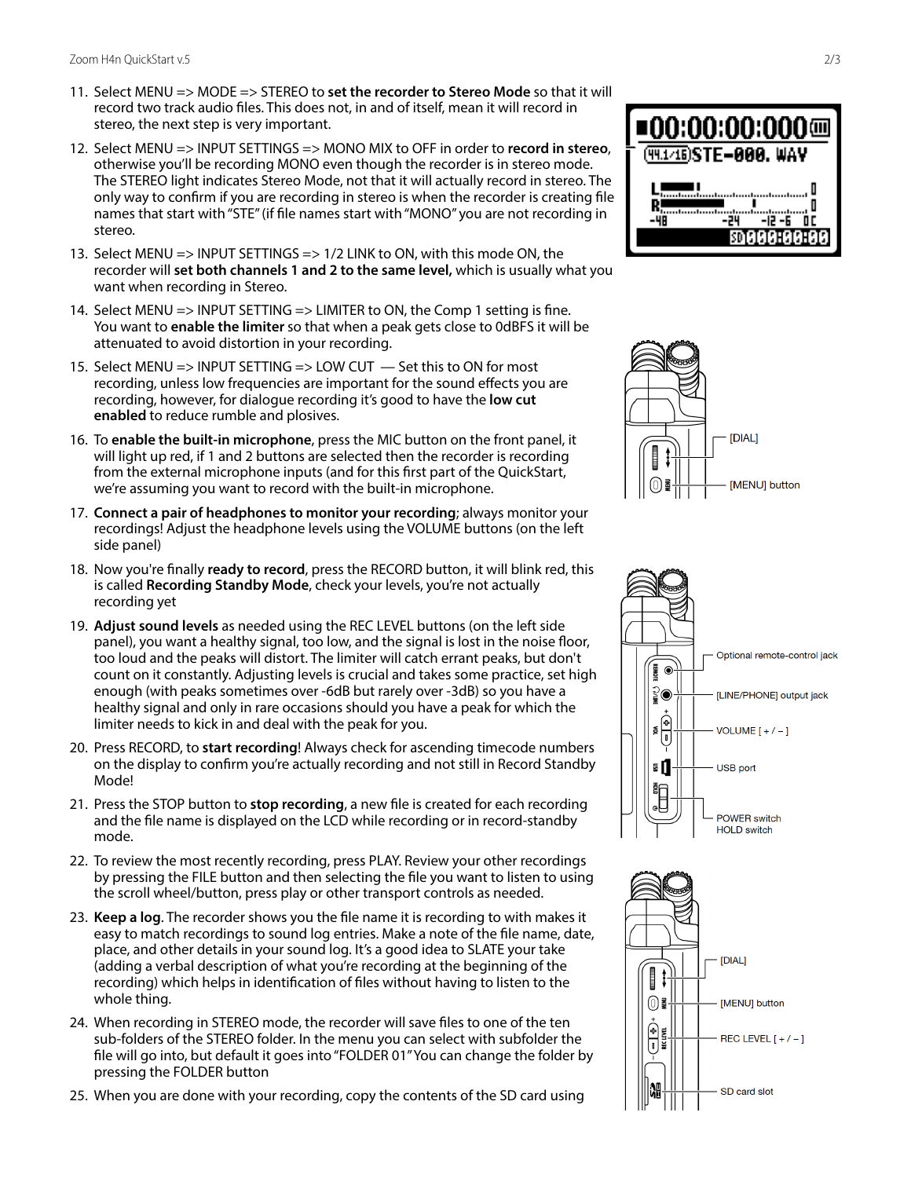11. Select MENU => MODE => STEREO to **set the recorder to Stereo Mode** so that it will record two track audio files. This does not, in and of itself, mean it will record in stereo, the next step is very important.
12. Select MENU => INPUT SETTINGS => MONO MIX to OFF in order to **record in stereo**, otherwise you'll be recording MONO even though the recorder is in stereo mode. The STEREO light indicates Stereo Mode, not that it will actually record in stereo. The only way to confirm if you are recording in stereo is when the recorder is creating file names that start with "STE" (if file names start with "MONO" you are not recording in stereo.
13. Select MENU => INPUT SETTINGS => 1/2 LINK to ON, with this mode ON, the recorder will **set both channels 1 and 2 to the same level,** which is usually what you want when recording in Stereo.
14. Select MENU => INPUT SETTING => LIMITER to ON, the Comp 1 setting is fine. You want to **enable the limiter** so that when a peak gets close to 0dBFS it will be attenuated to avoid distortion in your recording.
15. Select MENU => INPUT SETTING => LOW CUT — Set this to ON for most recording, unless low frequencies are important for the sound effects you are recording, however, for dialogue recording it's good to have the **low cut enabled** to reduce rumble and plosives.
16. To **enable the built-in microphone**, press the MIC button on the front panel, it will light up red, if 1 and 2 buttons are selected then the recorder is recording from the external microphone inputs (and for this first part of the QuickStart, we're assuming you want to record with the built-in microphone.
17. **Connect a pair of headphones to monitor your recording**; always monitor your recordings! Adjust the headphone levels using the VOLUME buttons (on the left side panel)
18. Now you're finally **ready to record**, press the RECORD button, it will blink red, this is called **Recording Standby Mode**, check your levels, you're not actually recording yet
19. **Adjust sound levels** as needed using the REC LEVEL buttons (on the left side panel), you want a healthy signal, too low, and the signal is lost in the noise floor, too loud and the peaks will distort. The limiter will catch errant peaks, but don't count on it constantly. Adjusting levels is crucial and takes some practice, set high enough (with peaks sometimes over -6dB but rarely over -3dB) so you have a healthy signal and only in rare occasions should you have a peak for which the limiter needs to kick in and deal with the peak for you.
20. Press RECORD, to **start recording**! Always check for ascending timecode numbers on the display to confirm you're actually recording and not still in Record Standby Mode!
21. Press the STOP button to **stop recording**, a new file is created for each recording and the file name is displayed on the LCD while recording or in record-standby mode.
22. To review the most recently recording, press PLAY. Review your other recordings by pressing the FILE button and then selecting the file you want to listen to using the scroll wheel/button, press play or other transport controls as needed.
23. **Keep a log**. The recorder shows you the file name it is recording to with makes it easy to match recordings to sound log entries. Make a note of the file name, date, place, and other details in your sound log. It's a good idea to SLATE your take (adding a verbal description of what you're recording at the beginning of the recording) which helps in identification of files without having to listen to the whole thing.
24. When recording in STEREO mode, the recorder will save files to one of the ten sub-folders of the STEREO folder. In the menu you can select with subfolder the file will go into, but default it goes into "FOLDER 01" You can change the folder by pressing the FOLDER button
25. When you are done with your recording, copy the contents of the SD card using

00:00:00:000
44.1/16 STE-000.WAV
L R -48 -24 -12 -6 0C
SD 000:00:00

[DIAL]
[MENU] button

Optional remote-control jack
[LINE/PHONE] output jack
VOLUME [ + / – ]
USB port
POWER switch
HOLD switch

[DIAL]
[MENU] button
REC LEVEL [ + / – ]
SD card slot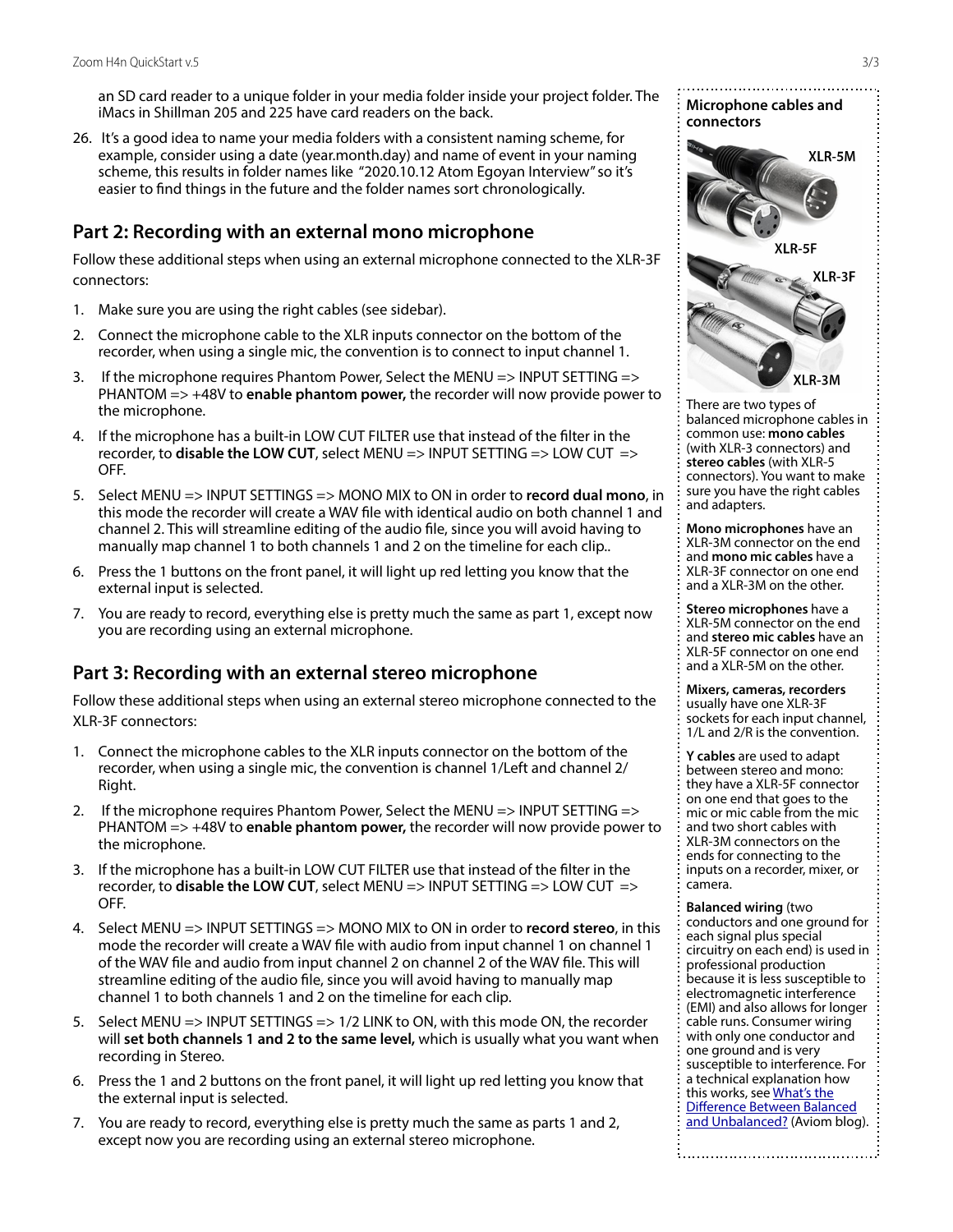an SD card reader to a unique folder in your media folder inside your project folder. The iMacs in Shillman 205 and 225 have card readers on the back.

26. It's a good idea to name your media folders with a consistent naming scheme, for example, consider using a date (year.month.day) and name of event in your naming scheme, this results in folder names like "2020.10.12 Atom Egoyan Interview" so it's easier to find things in the future and the folder names sort chronologically.

## Part 2: Recording with an external mono microphone

Follow these additional steps when using an external microphone connected to the XLR-3F connectors:

1. Make sure you are using the right cables (see sidebar).
2. Connect the microphone cable to the XLR inputs connector on the bottom of the recorder, when using a single mic, the convention is to connect to input channel 1.
3. If the microphone requires Phantom Power, Select the MENU => INPUT SETTING => PHANTOM => +48V to **enable phantom power,** the recorder will now provide power to the microphone.
4. If the microphone has a built-in LOW CUT FILTER use that instead of the filter in the recorder, to **disable the LOW CUT**, select MENU => INPUT SETTING => LOW CUT => OFF.
5. Select MENU => INPUT SETTINGS => MONO MIX to ON in order to **record dual mono**, in this mode the recorder will create a WAV file with identical audio on both channel 1 and channel 2. This will streamline editing of the audio file, since you will avoid having to manually map channel 1 to both channels 1 and 2 on the timeline for each clip..
6. Press the 1 buttons on the front panel, it will light up red letting you know that the external input is selected.
7. You are ready to record, everything else is pretty much the same as part 1, except now you are recording using an external microphone.

## Part 3: Recording with an external stereo microphone

Follow these additional steps when using an external stereo microphone connected to the XLR-3F connectors:

1. Connect the microphone cables to the XLR inputs connector on the bottom of the recorder, when using a single mic, the convention is channel 1/Left and channel 2/ Right.
2. If the microphone requires Phantom Power, Select the MENU => INPUT SETTING => PHANTOM => +48V to **enable phantom power,** the recorder will now provide power to the microphone.
3. If the microphone has a built-in LOW CUT FILTER use that instead of the filter in the recorder, to **disable the LOW CUT**, select MENU => INPUT SETTING => LOW CUT => OFF.
4. Select MENU => INPUT SETTINGS => MONO MIX to ON in order to **record stereo**, in this mode the recorder will create a WAV file with audio from input channel 1 on channel 1 of the WAV file and audio from input channel 2 on channel 2 of the WAV file. This will streamline editing of the audio file, since you will avoid having to manually map channel 1 to both channels 1 and 2 on the timeline for each clip.
5. Select MENU => INPUT SETTINGS => 1/2 LINK to ON, with this mode ON, the recorder will **set both channels 1 and 2 to the same level,** which is usually what you want when recording in Stereo.
6. Press the 1 and 2 buttons on the front panel, it will light up red letting you know that the external input is selected.
7. You are ready to record, everything else is pretty much the same as parts 1 and 2, except now you are recording using an external stereo microphone.

**Microphone cables and connectors**

XLR-5M

XLR-5F

XLR-3F

XLR-3M

There are two types of balanced microphone cables in common use: **mono cables** (with XLR-3 connectors) and **stereo cables** (with XLR-5 connectors). You want to make sure you have the right cables and adapters.

**Mono microphones** have an XLR-3M connector on the end and **mono mic cables** have a XLR-3F connector on one end and a XLR-3M on the other.

**Stereo microphones** have a XLR-5M connector on the end and **stereo mic cables** have an XLR-5F connector on one end and a XLR-5M on the other.

**Mixers, cameras, recorders** usually have one XLR-3F sockets for each input channel, 1/L and 2/R is the convention.

**Y cables** are used to adapt between stereo and mono: they have a XLR-5F connector on one end that goes to the mic or mic cable from the mic and two short cables with XLR-3M connectors on the ends for connecting to the inputs on a recorder, mixer, or camera.

**Balanced wiring** (two conductors and one ground for each signal plus special circuitry on each end) is used in professional production because it is less susceptible to electromagnetic interference (EMI) and also allows for longer cable runs. Consumer wiring with only one conductor and one ground and is very susceptible to interference. For a technical explanation how this works, see What's the Difference Between Balanced and Unbalanced? (Aviom blog).